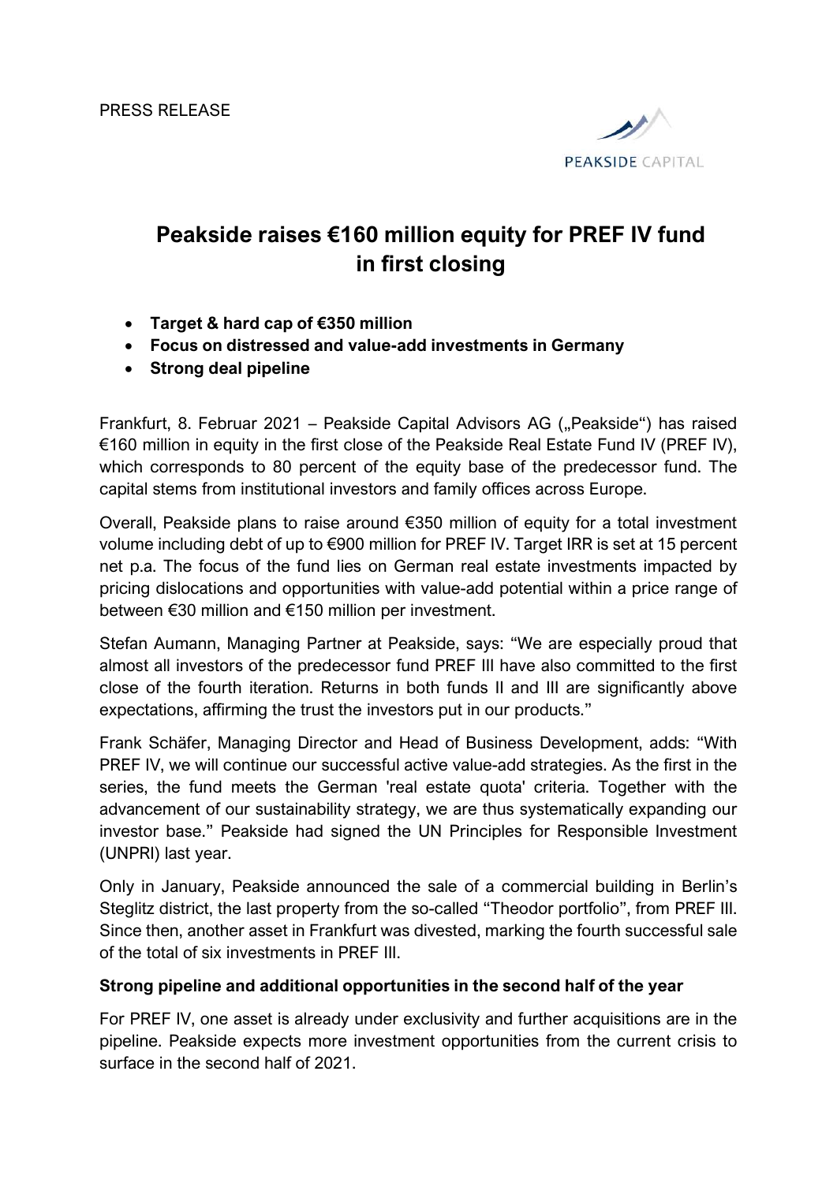PRESS RELEASE

PEAKSIDE CAPITAL

# Peakside raises €160 million equity for PREF IV fund in first closing

- **Target & hard cap of €350 million**
- **Focus on distressed and value-add investments in Germany**
- **Strong deal pipeline**

Frankfurt, 8. Februar 2021 – Peakside Capital Advisors AG („Peakside") has raised €160 million in equity in the first close of the Peakside Real Estate Fund IV (PREF IV), which corresponds to 80 percent of the equity base of the predecessor fund. The capital stems from institutional investors and family offices across Europe.

Overall, Peakside plans to raise around €350 million of equity for a total investment volume including debt of up to €900 million for PREF IV. Target IRR is set at 15 percent net p.a. The focus of the fund lies on German real estate investments impacted by pricing dislocations and opportunities with value-add potential within a price range of between €30 million and €150 million per investment.

Stefan Aumann, Managing Partner at Peakside, says: "We are especially proud that almost all investors of the predecessor fund PREF III have also committed to the first close of the fourth iteration. Returns in both funds II and III are significantly above expectations, affirming the trust the investors put in our products."

Frank Schäfer, Managing Director and Head of Business Development, adds: "With PREF IV, we will continue our successful active value-add strategies. As the first in the series, the fund meets the German 'real estate quota' criteria. Together with the advancement of our sustainability strategy, we are thus systematically expanding our investor base." Peakside had signed the UN Principles for Responsible Investment (UNPRI) last year.

Only in January, Peakside announced the sale of a commercial building in Berlin's Steglitz district, the last property from the so-called "Theodor portfolio", from PREF III. Since then, another asset in Frankfurt was divested, marking the fourth successful sale of the total of six investments in PREF III.

**Strong pipeline and additional opportunities in the second half of the year**

For PREF IV, one asset is already under exclusivity and further acquisitions are in the pipeline. Peakside expects more investment opportunities from the current crisis to surface in the second half of 2021.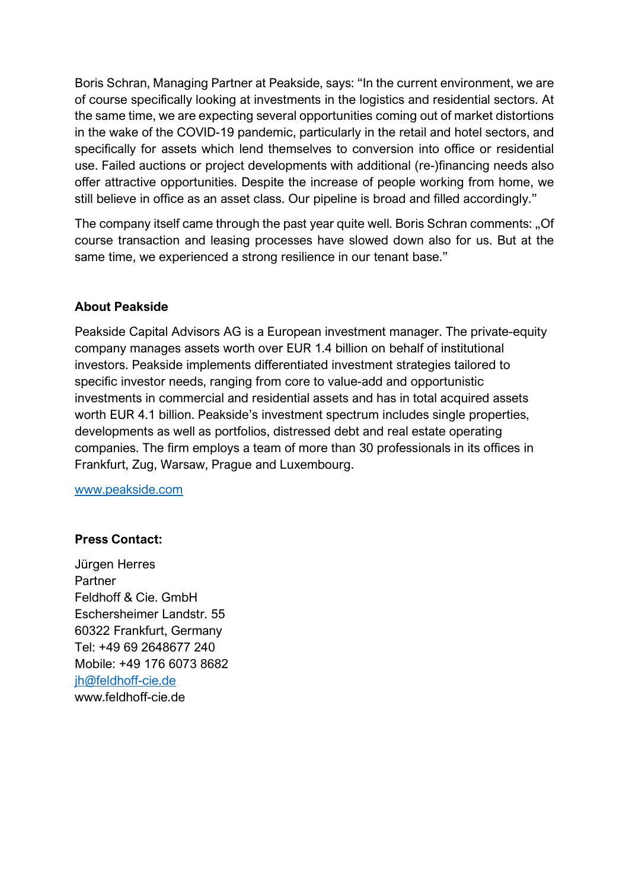Boris Schran, Managing Partner at Peakside, says: "In the current environment, we are of course specifically looking at investments in the logistics and residential sectors. At the same time, we are expecting several opportunities coming out of market distortions in the wake of the COVID-19 pandemic, particularly in the retail and hotel sectors, and specifically for assets which lend themselves to conversion into office or residential use. Failed auctions or project developments with additional (re-)financing needs also offer attractive opportunities. Despite the increase of people working from home, we still believe in office as an asset class. Our pipeline is broad and filled accordingly."

The company itself came through the past year quite well. Boris Schran comments: „Of course transaction and leasing processes have slowed down also for us. But at the same time, we experienced a strong resilience in our tenant base."

**About Peakside**

Peakside Capital Advisors AG is a European investment manager. The private-equity company manages assets worth over EUR 1.4 billion on behalf of institutional investors. Peakside implements differentiated investment strategies tailored to specific investor needs, ranging from core to value-add and opportunistic investments in commercial and residential assets and has in total acquired assets worth EUR 4.1 billion. Peakside's investment spectrum includes single properties, developments as well as portfolios, distressed debt and real estate operating companies. The firm employs a team of more than 30 professionals in its offices in Frankfurt, Zug, Warsaw, Prague and Luxembourg.

www.peakside.com

**Press Contact:**

Jürgen Herres
Partner
Feldhoff & Cie. GmbH
Eschersheimer Landstr. 55
60322 Frankfurt, Germany
Tel: +49 69 2648677 240
Mobile: +49 176 6073 8682
jh@feldhoff-cie.de
www.feldhoff-cie.de